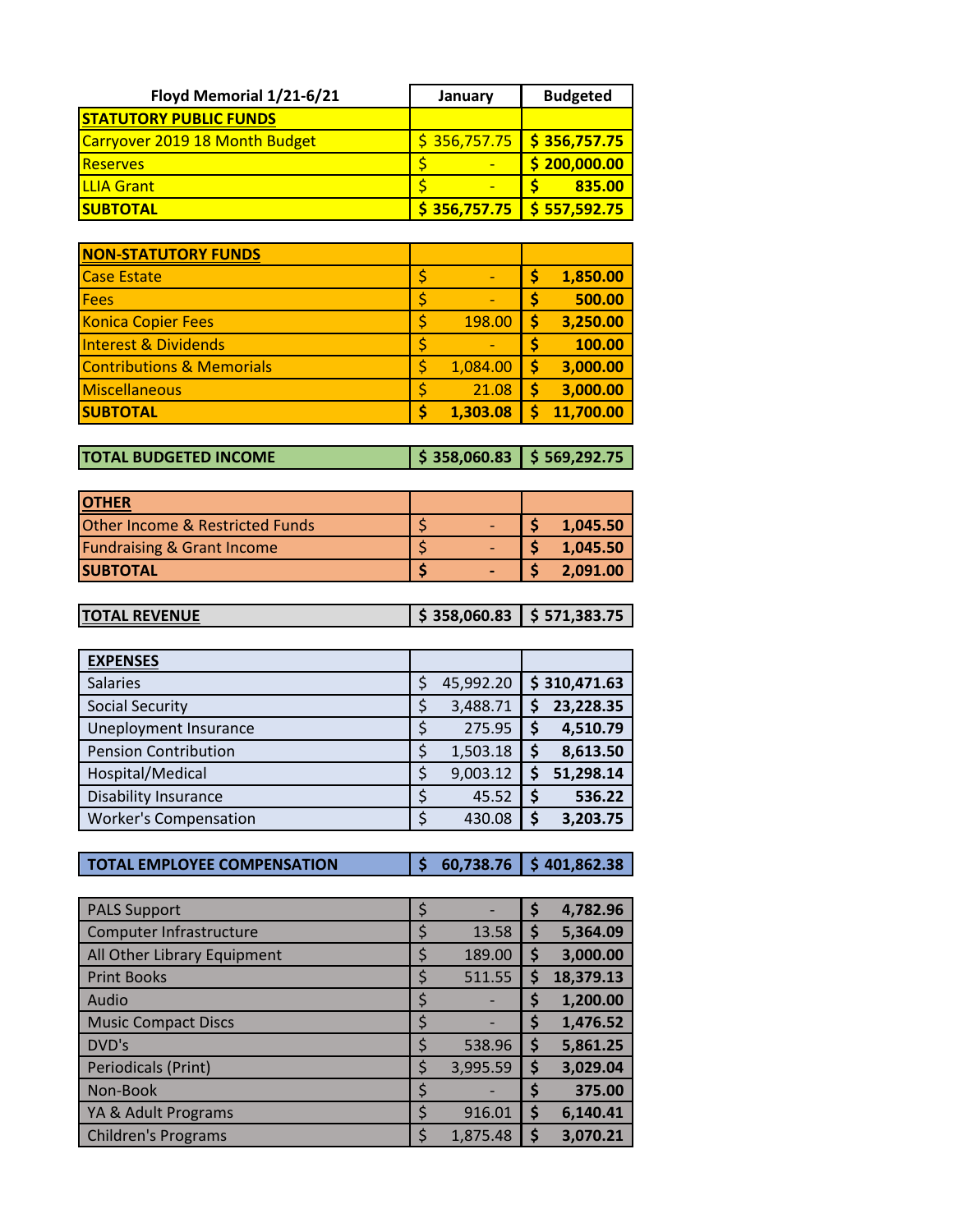| Floyd Memorial 1/21-6/21 | January | Budgeted |
|---|---|---|
| **STATUTORY PUBLIC FUNDS** | | |
| Carryover 2019 18 Month Budget | $ 356,757.75 | $ 356,757.75 |
| Reserves | $ - | $ 200,000.00 |
| LLIA Grant | $ - | $ 835.00 |
| **SUBTOTAL** | $ 356,757.75 | $ 557,592.75 |

| **NON-STATUTORY FUNDS** | | |
|---|---|---|
| Case Estate | $ - | $ 1,850.00 |
| Fees | $ - | $ 500.00 |
| Konica Copier Fees | $ 198.00 | $ 3,250.00 |
| Interest & Dividends | $ - | $ 100.00 |
| Contributions & Memorials | $ 1,084.00 | $ 3,000.00 |
| Miscellaneous | $ 21.08 | $ 3,000.00 |
| **SUBTOTAL** | $ 1,303.08 | $ 11,700.00 |

| **TOTAL BUDGETED INCOME** | $ 358,060.83 | $ 569,292.75 |
|---|---|---|

| **OTHER** | | |
|---|---|---|
| Other Income & Restricted Funds | $ - | $ 1,045.50 |
| Fundraising & Grant Income | $ - | $ 1,045.50 |
| **SUBTOTAL** | $ - | $ 2,091.00 |

| **TOTAL REVENUE** | $ 358,060.83 | $ 571,383.75 |
|---|---|---|

| **EXPENSES** | | |
|---|---|---|
| Salaries | $ 45,992.20 | $ 310,471.63 |
| Social Security | $ 3,488.71 | $ 23,228.35 |
| Uneployment Insurance | $ 275.95 | $ 4,510.79 |
| Pension Contribution | $ 1,503.18 | $ 8,613.50 |
| Hospital/Medical | $ 9,003.12 | $ 51,298.14 |
| Disability Insurance | $ 45.52 | $ 536.22 |
| Worker's Compensation | $ 430.08 | $ 3,203.75 |

| **TOTAL EMPLOYEE COMPENSATION** | $ 60,738.76 | $ 401,862.38 |
|---|---|---|

| Item | January | Budgeted |
|---|---|---|
| PALS Support | $ - | $ 4,782.96 |
| Computer Infrastructure | $ 13.58 | $ 5,364.09 |
| All Other Library Equipment | $ 189.00 | $ 3,000.00 |
| Print Books | $ 511.55 | $ 18,379.13 |
| Audio | $ - | $ 1,200.00 |
| Music Compact Discs | $ - | $ 1,476.52 |
| DVD's | $ 538.96 | $ 5,861.25 |
| Periodicals (Print) | $ 3,995.59 | $ 3,029.04 |
| Non-Book | $ - | $ 375.00 |
| YA & Adult Programs | $ 916.01 | $ 6,140.41 |
| Children's Programs | $ 1,875.48 | $ 3,070.21 |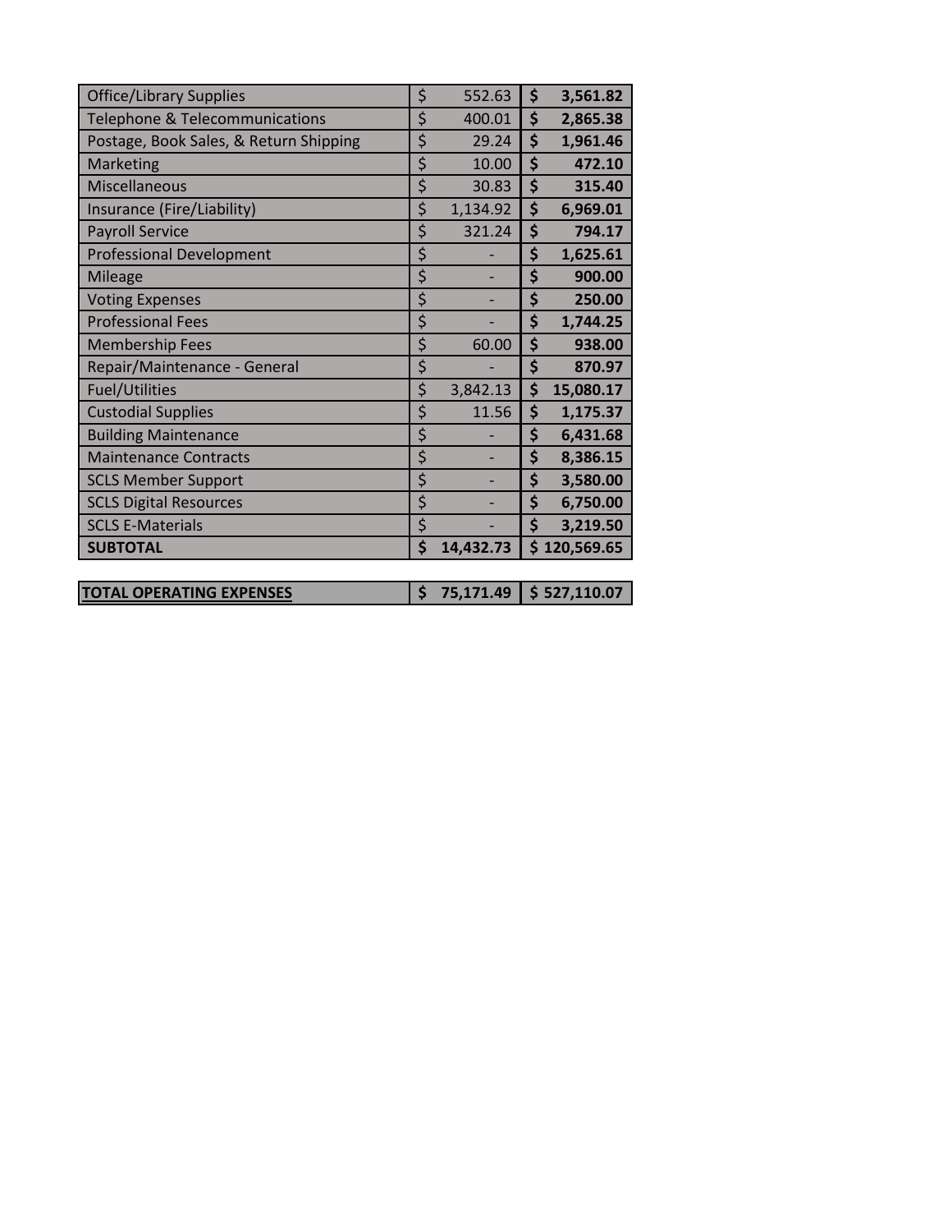| | | |
|---|---|---|
| Office/Library Supplies | $ 552.63 | **$ 3,561.82** |
| Telephone & Telecommunications | $ 400.01 | **$ 2,865.38** |
| Postage, Book Sales, & Return Shipping | $ 29.24 | **$ 1,961.46** |
| Marketing | $ 10.00 | **$ 472.10** |
| Miscellaneous | $ 30.83 | **$ 315.40** |
| Insurance (Fire/Liability) | $ 1,134.92 | **$ 6,969.01** |
| Payroll Service | $ 321.24 | **$ 794.17** |
| Professional Development | $ - | **$ 1,625.61** |
| Mileage | $ - | **$ 900.00** |
| Voting Expenses | $ - | **$ 250.00** |
| Professional Fees | $ - | **$ 1,744.25** |
| Membership Fees | $ 60.00 | **$ 938.00** |
| Repair/Maintenance - General | $ - | **$ 870.97** |
| Fuel/Utilities | $ 3,842.13 | **$ 15,080.17** |
| Custodial Supplies | $ 11.56 | **$ 1,175.37** |
| Building Maintenance | $ - | **$ 6,431.68** |
| Maintenance Contracts | $ - | **$ 8,386.15** |
| SCLS Member Support | $ - | **$ 3,580.00** |
| SCLS Digital Resources | $ - | **$ 6,750.00** |
| SCLS E-Materials | $ - | **$ 3,219.50** |
| **SUBTOTAL** | **$ 14,432.73** | **$ 120,569.65** |

| | | |
|---|---|---|
| **TOTAL OPERATING EXPENSES** | **$ 75,171.49** | **$ 527,110.07** |